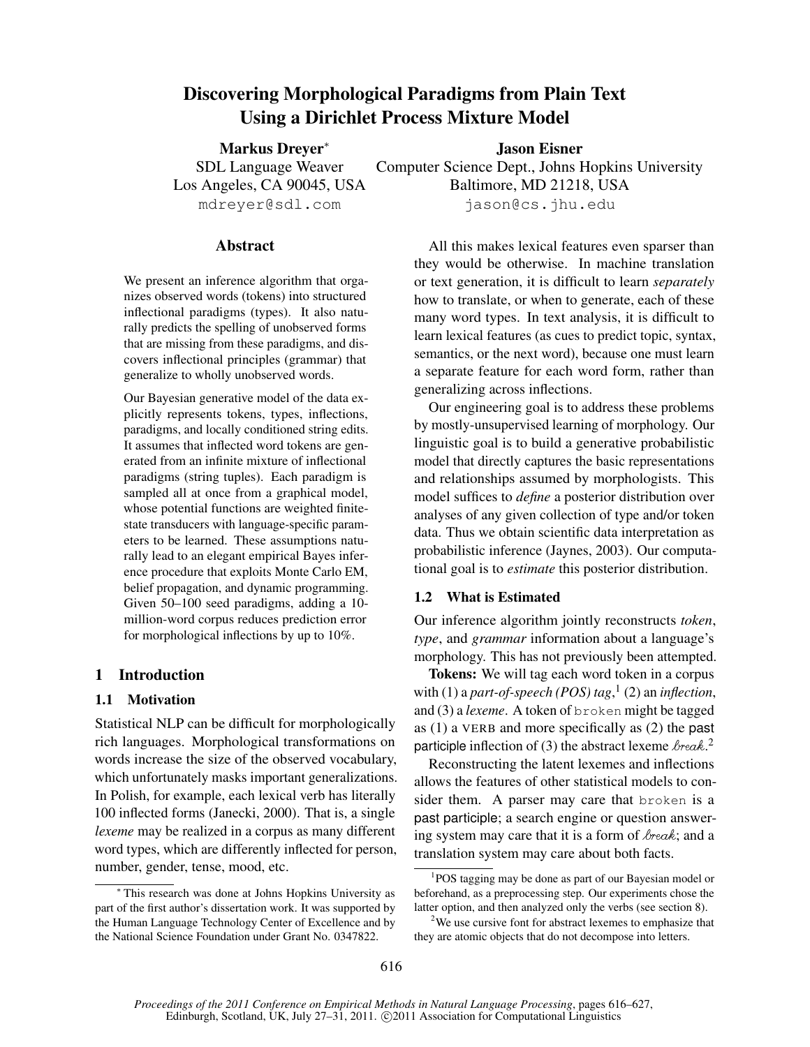# Discovering Morphological Paradigms from Plain Text Using a Dirichlet Process Mixture Model

**Markus Dreyer***
SDL Language Weaver
Los Angeles, CA 90045, USA
mdreyer@sdl.com

**Jason Eisner**
Computer Science Dept., Johns Hopkins University
Baltimore, MD 21218, USA
jason@cs.jhu.edu

## Abstract

We present an inference algorithm that organizes observed words (tokens) into structured inflectional paradigms (types). It also naturally predicts the spelling of unobserved forms that are missing from these paradigms, and discovers inflectional principles (grammar) that generalize to wholly unobserved words.

Our Bayesian generative model of the data explicitly represents tokens, types, inflections, paradigms, and locally conditioned string edits. It assumes that inflected word tokens are generated from an infinite mixture of inflectional paradigms (string tuples). Each paradigm is sampled all at once from a graphical model, whose potential functions are weighted finite-state transducers with language-specific parameters to be learned. These assumptions naturally lead to an elegant empirical Bayes inference procedure that exploits Monte Carlo EM, belief propagation, and dynamic programming. Given 50–100 seed paradigms, adding a 10-million-word corpus reduces prediction error for morphological inflections by up to 10%.

## 1 Introduction

### 1.1 Motivation

Statistical NLP can be difficult for morphologically rich languages. Morphological transformations on words increase the size of the observed vocabulary, which unfortunately masks important generalizations. In Polish, for example, each lexical verb has literally 100 inflected forms (Janecki, 2000). That is, a single *lexeme* may be realized in a corpus as many different word types, which are differently inflected for person, number, gender, tense, mood, etc.

All this makes lexical features even sparser than they would be otherwise. In machine translation or text generation, it is difficult to learn *separately* how to translate, or when to generate, each of these many word types. In text analysis, it is difficult to learn lexical features (as cues to predict topic, syntax, semantics, or the next word), because one must learn a separate feature for each word form, rather than generalizing across inflections.

Our engineering goal is to address these problems by mostly-unsupervised learning of morphology. Our linguistic goal is to build a generative probabilistic model that directly captures the basic representations and relationships assumed by morphologists. This model suffices to *define* a posterior distribution over analyses of any given collection of type and/or token data. Thus we obtain scientific data interpretation as probabilistic inference (Jaynes, 2003). Our computational goal is to *estimate* this posterior distribution.

### 1.2 What is Estimated

Our inference algorithm jointly reconstructs *token*, *type*, and *grammar* information about a language's morphology. This has not previously been attempted.

**Tokens:** We will tag each word token in a corpus with (1) a *part-of-speech (POS) tag*,[1] (2) an *inflection*, and (3) a *lexeme*. A token of broken might be tagged as (1) a VERB and more specifically as (2) the past participle inflection of (3) the abstract lexeme *break*.[2]

Reconstructing the latent lexemes and inflections allows the features of other statistical models to consider them. A parser may care that broken is a past participle; a search engine or question answering system may care that it is a form of *break*; and a translation system may care about both facts.

---

* This research was done at Johns Hopkins University as part of the first author's dissertation work. It was supported by the Human Language Technology Center of Excellence and by the National Science Foundation under Grant No. 0347822.

[1] POS tagging may be done as part of our Bayesian model or beforehand, as a preprocessing step. Our experiments chose the latter option, and then analyzed only the verbs (see section 8).

[2] We use cursive font for abstract lexemes to emphasize that they are atomic objects that do not decompose into letters.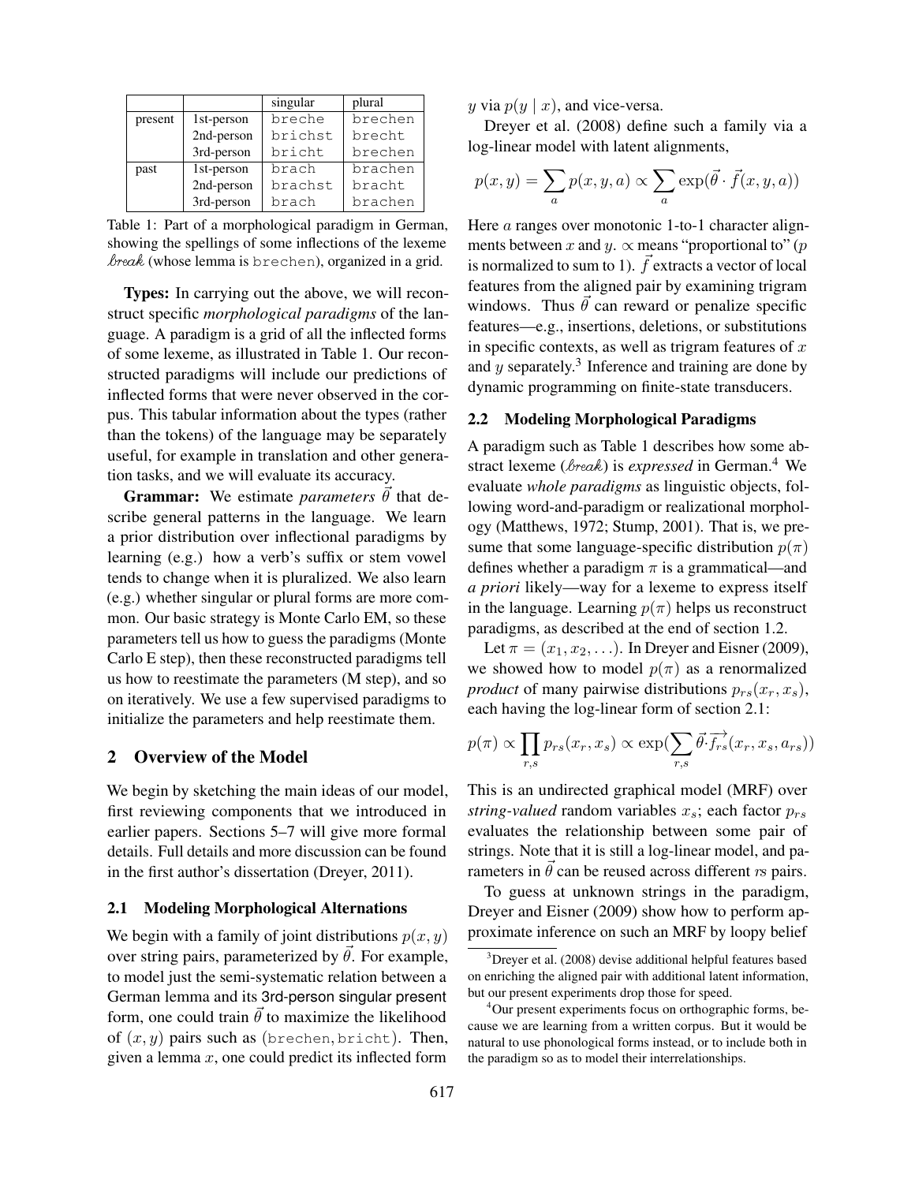|  |  | singular | plural |
|---|---|---|---|
| present | 1st-person | breche | brechen |
|  | 2nd-person | brichst | brecht |
|  | 3rd-person | bricht | brechen |
| past | 1st-person | brach | brachen |
|  | 2nd-person | brachst | bracht |
|  | 3rd-person | brach | brachen |

Table 1: Part of a morphological paradigm in German, showing the spellings of some inflections of the lexeme *break* (whose lemma is brechen), organized in a grid.

**Types:** In carrying out the above, we will reconstruct specific *morphological paradigms* of the language. A paradigm is a grid of all the inflected forms of some lexeme, as illustrated in Table 1. Our reconstructed paradigms will include our predictions of inflected forms that were never observed in the corpus. This tabular information about the types (rather than the tokens) of the language may be separately useful, for example in translation and other generation tasks, and we will evaluate its accuracy.

**Grammar:** We estimate *parameters* $\vec{\theta}$ that describe general patterns in the language. We learn a prior distribution over inflectional paradigms by learning (e.g.) how a verb's suffix or stem vowel tends to change when it is pluralized. We also learn (e.g.) whether singular or plural forms are more common. Our basic strategy is Monte Carlo EM, so these parameters tell us how to guess the paradigms (Monte Carlo E step), then these reconstructed paradigms tell us how to reestimate the parameters (M step), and so on iteratively. We use a few supervised paradigms to initialize the parameters and help reestimate them.

## 2 Overview of the Model

We begin by sketching the main ideas of our model, first reviewing components that we introduced in earlier papers. Sections 5–7 will give more formal details. Full details and more discussion can be found in the first author's dissertation (Dreyer, 2011).

### 2.1 Modeling Morphological Alternations

We begin with a family of joint distributions $p(x, y)$ over string pairs, parameterized by $\vec{\theta}$. For example, to model just the semi-systematic relation between a German lemma and its 3rd-person singular present form, one could train $\vec{\theta}$ to maximize the likelihood of $(x, y)$ pairs such as (brechen, bricht). Then, given a lemma $x$, one could predict its inflected form $y$ via $p(y \mid x)$, and vice-versa.

Dreyer et al. (2008) define such a family via a log-linear model with latent alignments,

$$p(x, y) = \sum_a p(x, y, a) \propto \sum_a \exp(\vec{\theta} \cdot \vec{f}(x, y, a))$$

Here $a$ ranges over monotonic 1-to-1 character alignments between $x$ and $y$. $\propto$ means "proportional to" ($p$ is normalized to sum to 1). $\vec{f}$ extracts a vector of local features from the aligned pair by examining trigram windows. Thus $\vec{\theta}$ can reward or penalize specific features—e.g., insertions, deletions, or substitutions in specific contexts, as well as trigram features of $x$ and $y$ separately.[3] Inference and training are done by dynamic programming on finite-state transducers.

### 2.2 Modeling Morphological Paradigms

A paradigm such as Table 1 describes how some abstract lexeme (*break*) is *expressed* in German.[4] We evaluate *whole paradigms* as linguistic objects, following word-and-paradigm or realizational morphology (Matthews, 1972; Stump, 2001). That is, we presume that some language-specific distribution $p(\pi)$ defines whether a paradigm $\pi$ is a grammatical—and *a priori* likely—way for a lexeme to express itself in the language. Learning $p(\pi)$ helps us reconstruct paradigms, as described at the end of section 1.2.

Let $\pi = (x_1, x_2, \ldots)$. In Dreyer and Eisner (2009), we showed how to model $p(\pi)$ as a renormalized *product* of many pairwise distributions $p_{rs}(x_r, x_s)$, each having the log-linear form of section 2.1:

$$p(\pi) \propto \prod_{r,s} p_{rs}(x_r, x_s) \propto \exp(\sum_{r,s} \vec{\theta} \cdot \overrightarrow{f_{rs}}(x_r, x_s, a_{rs}))$$

This is an undirected graphical model (MRF) over *string-valued* random variables $x_s$; each factor $p_{rs}$ evaluates the relationship between some pair of strings. Note that it is still a log-linear model, and parameters in $\vec{\theta}$ can be reused across different $rs$ pairs.

To guess at unknown strings in the paradigm, Dreyer and Eisner (2009) show how to perform approximate inference on such an MRF by loopy belief

[3] Dreyer et al. (2008) devise additional helpful features based on enriching the aligned pair with additional latent information, but our present experiments drop those for speed.

[4] Our present experiments focus on orthographic forms, because we are learning from a written corpus. But it would be natural to use phonological forms instead, or to include both in the paradigm so as to model their interrelationships.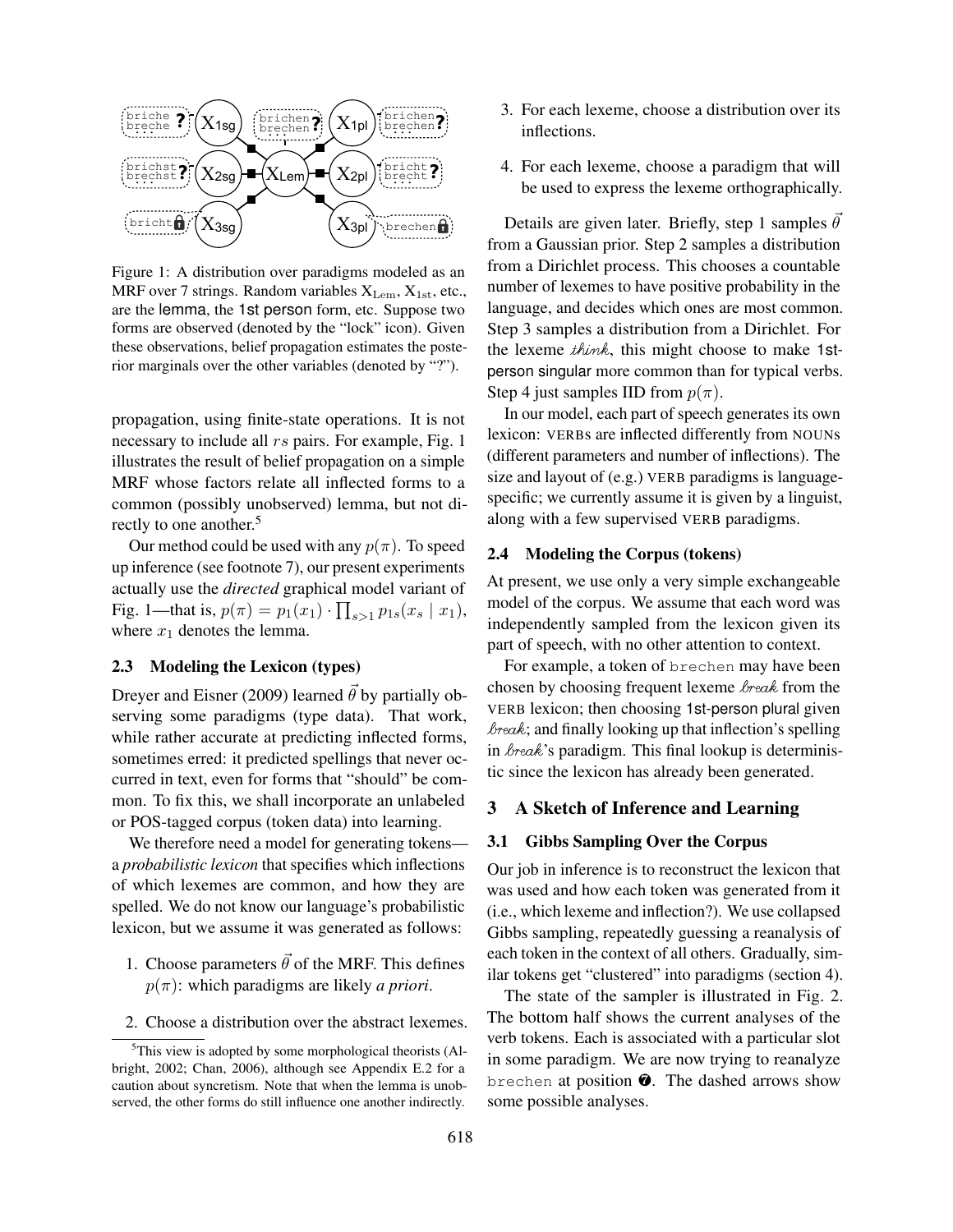Figure 1: A distribution over paradigms modeled as an MRF over 7 strings. Random variables $X_{\text{Lem}}$, $X_{\text{1st}}$, etc., are the lemma, the 1st person form, etc. Suppose two forms are observed (denoted by the "lock" icon). Given these observations, belief propagation estimates the posterior marginals over the other variables (denoted by "?").

propagation, using finite-state operations. It is not necessary to include all $rs$ pairs. For example, Fig. 1 illustrates the result of belief propagation on a simple MRF whose factors relate all inflected forms to a common (possibly unobserved) lemma, but not directly to one another.[5]

Our method could be used with any $p(\pi)$. To speed up inference (see footnote 7), our present experiments actually use the *directed* graphical model variant of Fig. 1—that is, $p(\pi) = p_1(x_1) \cdot \prod_{s>1} p_{1s}(x_s \mid x_1)$, where $x_1$ denotes the lemma.

### 2.3 Modeling the Lexicon (types)

Dreyer and Eisner (2009) learned $\vec{\theta}$ by partially observing some paradigms (type data). That work, while rather accurate at predicting inflected forms, sometimes erred: it predicted spellings that never occurred in text, even for forms that "should" be common. To fix this, we shall incorporate an unlabeled or POS-tagged corpus (token data) into learning.

We therefore need a model for generating tokens—a *probabilistic lexicon* that specifies which inflections of which lexemes are common, and how they are spelled. We do not know our language's probabilistic lexicon, but we assume it was generated as follows:

1. Choose parameters $\vec{\theta}$ of the MRF. This defines $p(\pi)$: which paradigms are likely *a priori*.
2. Choose a distribution over the abstract lexemes.
3. For each lexeme, choose a distribution over its inflections.
4. For each lexeme, choose a paradigm that will be used to express the lexeme orthographically.

Details are given later. Briefly, step 1 samples $\vec{\theta}$ from a Gaussian prior. Step 2 samples a distribution from a Dirichlet process. This chooses a countable number of lexemes to have positive probability in the language, and decides which ones are most common. Step 3 samples a distribution from a Dirichlet. For the lexeme *think*, this might choose to make 1st-person singular more common than for typical verbs. Step 4 just samples IID from $p(\pi)$.

In our model, each part of speech generates its own lexicon: VERBs are inflected differently from NOUNs (different parameters and number of inflections). The size and layout of (e.g.) VERB paradigms is language-specific; we currently assume it is given by a linguist, along with a few supervised VERB paradigms.

### 2.4 Modeling the Corpus (tokens)

At present, we use only a very simple exchangeable model of the corpus. We assume that each word was independently sampled from the lexicon given its part of speech, with no other attention to context.

For example, a token of brechen may have been chosen by choosing frequent lexeme *break* from the VERB lexicon; then choosing 1st-person plural given *break*; and finally looking up that inflection's spelling in *break*'s paradigm. This final lookup is deterministic since the lexicon has already been generated.

## 3 A Sketch of Inference and Learning

### 3.1 Gibbs Sampling Over the Corpus

Our job in inference is to reconstruct the lexicon that was used and how each token was generated from it (i.e., which lexeme and inflection?). We use collapsed Gibbs sampling, repeatedly guessing a reanalysis of each token in the context of all others. Gradually, similar tokens get "clustered" into paradigms (section 4).

The state of the sampler is illustrated in Fig. 2. The bottom half shows the current analyses of the verb tokens. Each is associated with a particular slot in some paradigm. We are now trying to reanalyze brechen at position ❼. The dashed arrows show some possible analyses.

[5] This view is adopted by some morphological theorists (Albright, 2002; Chan, 2006), although see Appendix E.2 for a caution about syncretism. Note that when the lemma is unobserved, the other forms do still influence one another indirectly.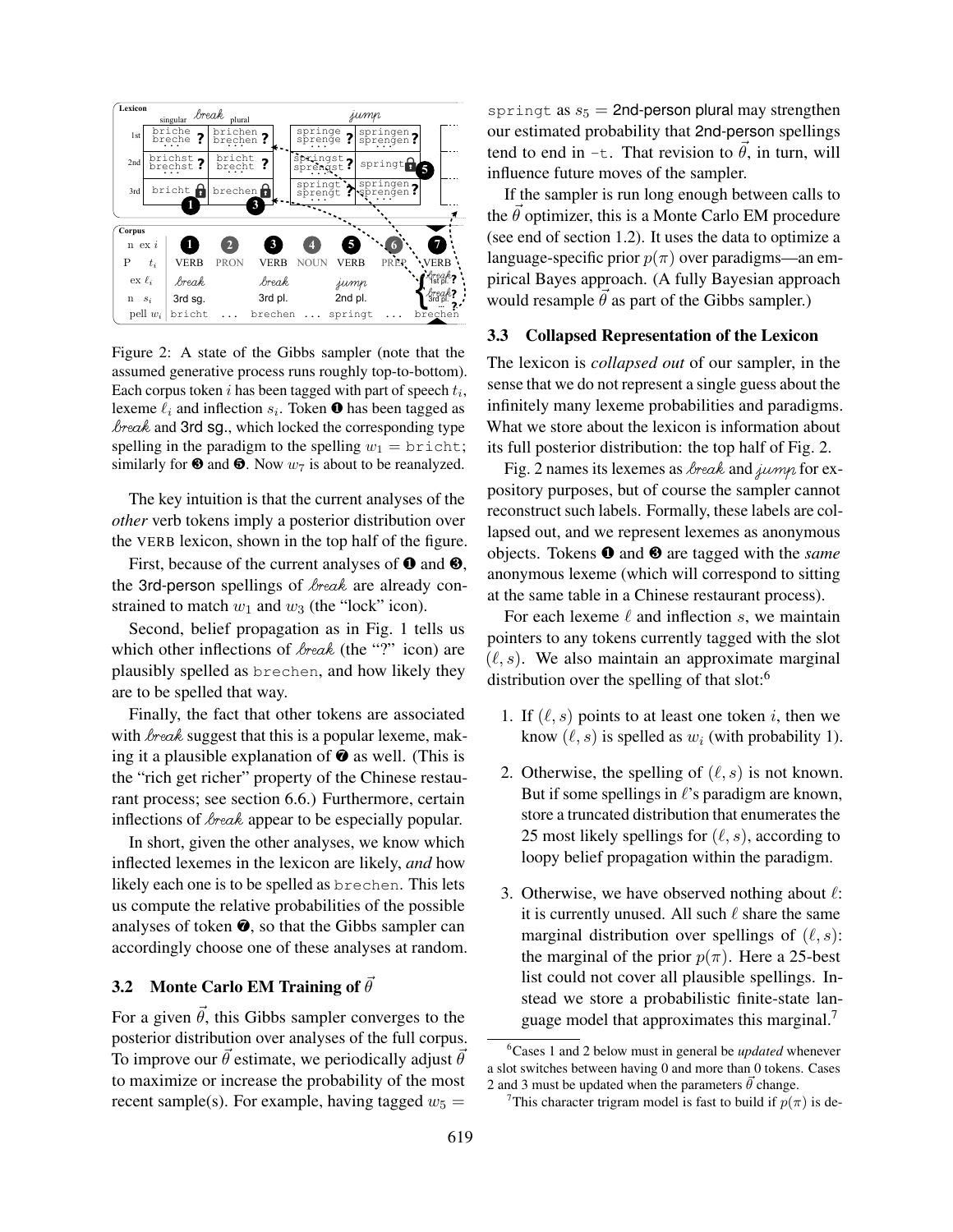Figure 2: A state of the Gibbs sampler (note that the assumed generative process runs roughly top-to-bottom). Each corpus token $i$ has been tagged with part of speech $t_i$, lexeme $\ell_i$ and inflection $s_i$. Token ❶ has been tagged as *break* and 3rd sg., which locked the corresponding type spelling in the paradigm to the spelling $w_1$ = bricht; similarly for ❸ and ❺. Now $w_7$ is about to be reanalyzed.

The key intuition is that the current analyses of the *other* verb tokens imply a posterior distribution over the VERB lexicon, shown in the top half of the figure.

First, because of the current analyses of ❶ and ❸, the 3rd-person spellings of *break* are already constrained to match $w_1$ and $w_3$ (the "lock" icon).

Second, belief propagation as in Fig. 1 tells us which other inflections of *break* (the "?" icon) are plausibly spelled as brechen, and how likely they are to be spelled that way.

Finally, the fact that other tokens are associated with *break* suggest that this is a popular lexeme, making it a plausible explanation of ❼ as well. (This is the "rich get richer" property of the Chinese restaurant process; see section 6.6.) Furthermore, certain inflections of *break* appear to be especially popular.

In short, given the other analyses, we know which inflected lexemes in the lexicon are likely, *and* how likely each one is to be spelled as brechen. This lets us compute the relative probabilities of the possible analyses of token ❼, so that the Gibbs sampler can accordingly choose one of these analyses at random.

### 3.2 Monte Carlo EM Training of $\vec{\theta}$

For a given $\vec{\theta}$, this Gibbs sampler converges to the posterior distribution over analyses of the full corpus. To improve our $\vec{\theta}$ estimate, we periodically adjust $\vec{\theta}$ to maximize or increase the probability of the most recent sample(s). For example, having tagged $w_5$ = springt as $s_5$ = 2nd-person plural may strengthen our estimated probability that 2nd-person spellings tend to end in -t. That revision to $\vec{\theta}$, in turn, will influence future moves of the sampler.

If the sampler is run long enough between calls to the $\vec{\theta}$ optimizer, this is a Monte Carlo EM procedure (see end of section 1.2). It uses the data to optimize a language-specific prior $p(\pi)$ over paradigms—an empirical Bayes approach. (A fully Bayesian approach would resample $\vec{\theta}$ as part of the Gibbs sampler.)

### 3.3 Collapsed Representation of the Lexicon

The lexicon is *collapsed out* of our sampler, in the sense that we do not represent a single guess about the infinitely many lexeme probabilities and paradigms. What we store about the lexicon is information about its full posterior distribution: the top half of Fig. 2.

Fig. 2 names its lexemes as *break* and *jump* for expository purposes, but of course the sampler cannot reconstruct such labels. Formally, these labels are collapsed out, and we represent lexemes as anonymous objects. Tokens ❶ and ❸ are tagged with the *same* anonymous lexeme (which will correspond to sitting at the same table in a Chinese restaurant process).

For each lexeme $\ell$ and inflection $s$, we maintain pointers to any tokens currently tagged with the slot $(\ell, s)$. We also maintain an approximate marginal distribution over the spelling of that slot:[6]

1. If $(\ell, s)$ points to at least one token $i$, then we know $(\ell, s)$ is spelled as $w_i$ (with probability 1).
2. Otherwise, the spelling of $(\ell, s)$ is not known. But if some spellings in $\ell$'s paradigm are known, store a truncated distribution that enumerates the 25 most likely spellings for $(\ell, s)$, according to loopy belief propagation within the paradigm.
3. Otherwise, we have observed nothing about $\ell$: it is currently unused. All such $\ell$ share the same marginal distribution over spellings of $(\ell, s)$: the marginal of the prior $p(\pi)$. Here a 25-best list could not cover all plausible spellings. Instead we store a probabilistic finite-state language model that approximates this marginal.[7]

[6] Cases 1 and 2 below must in general be *updated* whenever a slot switches between having 0 and more than 0 tokens. Cases 2 and 3 must be updated when the parameters $\vec{\theta}$ change.

[7] This character trigram model is fast to build if $p(\pi)$ is de-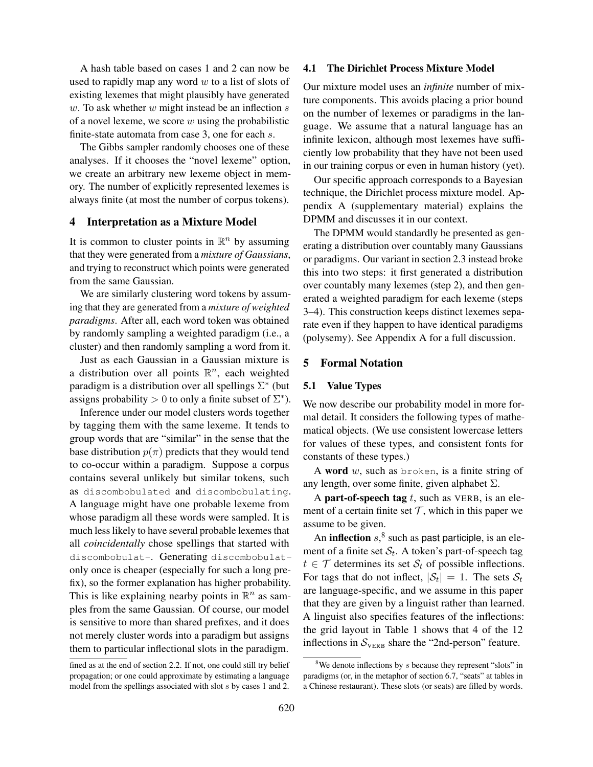A hash table based on cases 1 and 2 can now be used to rapidly map any word $w$ to a list of slots of existing lexemes that might plausibly have generated $w$. To ask whether $w$ might instead be an inflection $s$ of a novel lexeme, we score $w$ using the probabilistic finite-state automata from case 3, one for each $s$.

The Gibbs sampler randomly chooses one of these analyses. If it chooses the "novel lexeme" option, we create an arbitrary new lexeme object in memory. The number of explicitly represented lexemes is always finite (at most the number of corpus tokens).

## 4 Interpretation as a Mixture Model

It is common to cluster points in $\mathbb{R}^n$ by assuming that they were generated from a *mixture of Gaussians*, and trying to reconstruct which points were generated from the same Gaussian.

We are similarly clustering word tokens by assuming that they are generated from a *mixture of weighted paradigms*. After all, each word token was obtained by randomly sampling a weighted paradigm (i.e., a cluster) and then randomly sampling a word from it.

Just as each Gaussian in a Gaussian mixture is a distribution over all points $\mathbb{R}^n$, each weighted paradigm is a distribution over all spellings $\Sigma^*$ (but assigns probability $> 0$ to only a finite subset of $\Sigma^*$).

Inference under our model clusters words together by tagging them with the same lexeme. It tends to group words that are "similar" in the sense that the base distribution $p(\pi)$ predicts that they would tend to co-occur within a paradigm. Suppose a corpus contains several unlikely but similar tokens, such as `discombobulated` and `discombobulating`. A language might have one probable lexeme from whose paradigm all these words were sampled. It is much less likely to have several probable lexemes that all *coincidentally* chose spellings that started with `discombobulat-`. Generating `discombobulat-` only once is cheaper (especially for such a long prefix), so the former explanation has higher probability. This is like explaining nearby points in $\mathbb{R}^n$ as samples from the same Gaussian. Of course, our model is sensitive to more than shared prefixes, and it does not merely cluster words into a paradigm but assigns them to particular inflectional slots in the paradigm.

### 4.1 The Dirichlet Process Mixture Model

Our mixture model uses an *infinite* number of mixture components. This avoids placing a prior bound on the number of lexemes or paradigms in the language. We assume that a natural language has an infinite lexicon, although most lexemes have sufficiently low probability that they have not been used in our training corpus or even in human history (yet).

Our specific approach corresponds to a Bayesian technique, the Dirichlet process mixture model. Appendix A (supplementary material) explains the DPMM and discusses it in our context.

The DPMM would standardly be presented as generating a distribution over countably many Gaussians or paradigms. Our variant in section 2.3 instead broke this into two steps: it first generated a distribution over countably many lexemes (step 2), and then generated a weighted paradigm for each lexeme (steps 3–4). This construction keeps distinct lexemes separate even if they happen to have identical paradigms (polysemy). See Appendix A for a full discussion.

## 5 Formal Notation

### 5.1 Value Types

We now describe our probability model in more formal detail. It considers the following types of mathematical objects. (We use consistent lowercase letters for values of these types, and consistent fonts for constants of these types.)

A **word** $w$, such as `broken`, is a finite string of any length, over some finite, given alphabet $\Sigma$.

A **part-of-speech tag** $t$, such as VERB, is an element of a certain finite set $\mathcal{T}$, which in this paper we assume to be given.

An **inflection** $s$,[8] such as past participle, is an element of a finite set $\mathcal{S}_t$. A token's part-of-speech tag $t \in \mathcal{T}$ determines its set $\mathcal{S}_t$ of possible inflections. For tags that do not inflect, $|\mathcal{S}_t| = 1$. The sets $\mathcal{S}_t$ are language-specific, and we assume in this paper that they are given by a linguist rather than learned. A linguist also specifies features of the inflections: the grid layout in Table 1 shows that 4 of the 12 inflections in $\mathcal{S}_{\text{VERB}}$ share the "2nd-person" feature.

fined as at the end of section 2.2. If not, one could still try belief propagation; or one could approximate by estimating a language model from the spellings associated with slot $s$ by cases 1 and 2.

[8] We denote inflections by $s$ because they represent "slots" in paradigms (or, in the metaphor of section 6.7, "seats" at tables in a Chinese restaurant). These slots (or seats) are filled by words.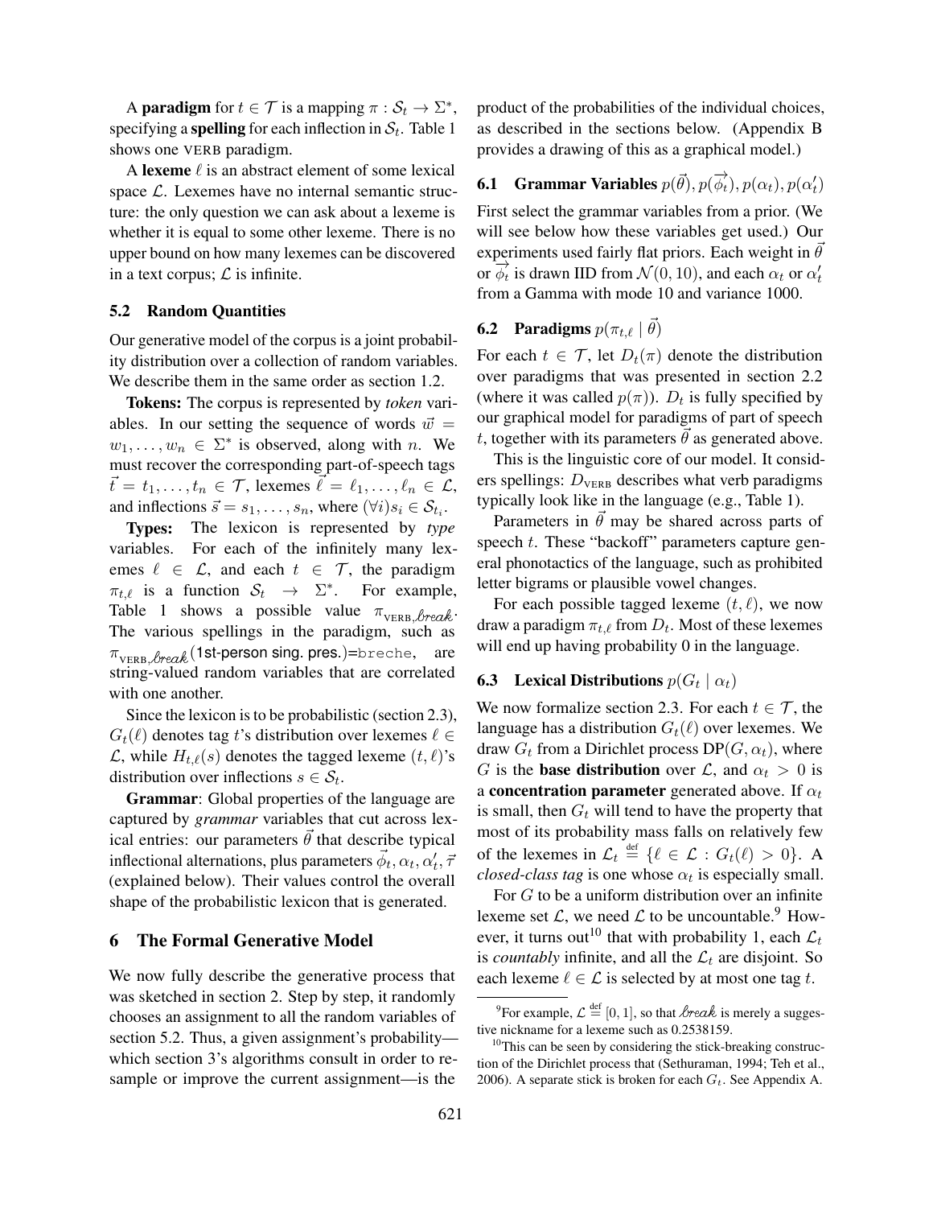A **paradigm** for $t \in \mathcal{T}$ is a mapping $\pi : \mathcal{S}_t \to \Sigma^*$, specifying a **spelling** for each inflection in $\mathcal{S}_t$. Table 1 shows one VERB paradigm.

A **lexeme** $\ell$ is an abstract element of some lexical space $\mathcal{L}$. Lexemes have no internal semantic structure: the only question we can ask about a lexeme is whether it is equal to some other lexeme. There is no upper bound on how many lexemes can be discovered in a text corpus; $\mathcal{L}$ is infinite.

### 5.2 Random Quantities

Our generative model of the corpus is a joint probability distribution over a collection of random variables. We describe them in the same order as section 1.2.

**Tokens:** The corpus is represented by *token* variables. In our setting the sequence of words $\vec{w} = w_1, \ldots, w_n \in \Sigma^*$ is observed, along with $n$. We must recover the corresponding part-of-speech tags $\vec{t} = t_1, \ldots, t_n \in \mathcal{T}$, lexemes $\vec{\ell} = \ell_1, \ldots, \ell_n \in \mathcal{L}$, and inflections $\vec{s} = s_1, \ldots, s_n$, where $(\forall i) s_i \in \mathcal{S}_{t_i}$.

**Types:** The lexicon is represented by *type* variables. For each of the infinitely many lexemes $\ell \in \mathcal{L}$, and each $t \in \mathcal{T}$, the paradigm $\pi_{t,\ell}$ is a function $\mathcal{S}_t \to \Sigma^*$. For example, Table 1 shows a possible value $\pi_{\text{VERB},\mathit{break}}$. The various spellings in the paradigm, such as $\pi_{\text{VERB},\mathit{break}}$(1st-person sing. pres.)=breche, are string-valued random variables that are correlated with one another.

Since the lexicon is to be probabilistic (section 2.3), $G_t(\ell)$ denotes tag $t$'s distribution over lexemes $\ell \in \mathcal{L}$, while $H_{t,\ell}(s)$ denotes the tagged lexeme $(t, \ell)$'s distribution over inflections $s \in \mathcal{S}_t$.

**Grammar**: Global properties of the language are captured by *grammar* variables that cut across lexical entries: our parameters $\vec{\theta}$ that describe typical inflectional alternations, plus parameters $\vec{\phi}_t, \alpha_t, \alpha'_t, \vec{\tau}$ (explained below). Their values control the overall shape of the probabilistic lexicon that is generated.

## 6 The Formal Generative Model

We now fully describe the generative process that was sketched in section 2. Step by step, it randomly chooses an assignment to all the random variables of section 5.2. Thus, a given assignment's probability—which section 3's algorithms consult in order to resample or improve the current assignment—is the product of the probabilities of the individual choices, as described in the sections below. (Appendix B provides a drawing of this as a graphical model.)

### 6.1 Grammar Variables $p(\vec{\theta}), p(\vec{\phi_t}), p(\alpha_t), p(\alpha'_t)$

First select the grammar variables from a prior. (We will see below how these variables get used.) Our experiments used fairly flat priors. Each weight in $\vec{\theta}$ or $\vec{\phi_t}$ is drawn IID from $\mathcal{N}(0, 10)$, and each $\alpha_t$ or $\alpha'_t$ from a Gamma with mode 10 and variance 1000.

### 6.2 Paradigms $p(\pi_{t,\ell} \mid \vec{\theta})$

For each $t \in \mathcal{T}$, let $D_t(\pi)$ denote the distribution over paradigms that was presented in section 2.2 (where it was called $p(\pi)$). $D_t$ is fully specified by our graphical model for paradigms of part of speech $t$, together with its parameters $\vec{\theta}$ as generated above.

This is the linguistic core of our model. It considers spellings: $D_{\text{VERB}}$ describes what verb paradigms typically look like in the language (e.g., Table 1).

Parameters in $\vec{\theta}$ may be shared across parts of speech $t$. These "backoff" parameters capture general phonotactics of the language, such as prohibited letter bigrams or plausible vowel changes.

For each possible tagged lexeme $(t, \ell)$, we now draw a paradigm $\pi_{t,\ell}$ from $D_t$. Most of these lexemes will end up having probability 0 in the language.

### 6.3 Lexical Distributions $p(G_t \mid \alpha_t)$

We now formalize section 2.3. For each $t \in \mathcal{T}$, the language has a distribution $G_t(\ell)$ over lexemes. We draw $G_t$ from a Dirichlet process $\text{DP}(G, \alpha_t)$, where $G$ is the **base distribution** over $\mathcal{L}$, and $\alpha_t > 0$ is a **concentration parameter** generated above. If $\alpha_t$ is small, then $G_t$ will tend to have the property that most of its probability mass falls on relatively few of the lexemes in $\mathcal{L}_t \stackrel{\text{def}}{=} \{\ell \in \mathcal{L} : G_t(\ell) > 0\}$. A *closed-class tag* is one whose $\alpha_t$ is especially small.

For $G$ to be a uniform distribution over an infinite lexeme set $\mathcal{L}$, we need $\mathcal{L}$ to be uncountable.[9] However, it turns out[10] that with probability 1, each $\mathcal{L}_t$ is *countably* infinite, and all the $\mathcal{L}_t$ are disjoint. So each lexeme $\ell \in \mathcal{L}$ is selected by at most one tag $t$.

[9] For example, $\mathcal{L} \stackrel{\text{def}}{=} [0, 1]$, so that $\mathit{break}$ is merely a suggestive nickname for a lexeme such as 0.2538159.

[10] This can be seen by considering the stick-breaking construction of the Dirichlet process that (Sethuraman, 1994; Teh et al., 2006). A separate stick is broken for each $G_t$. See Appendix A.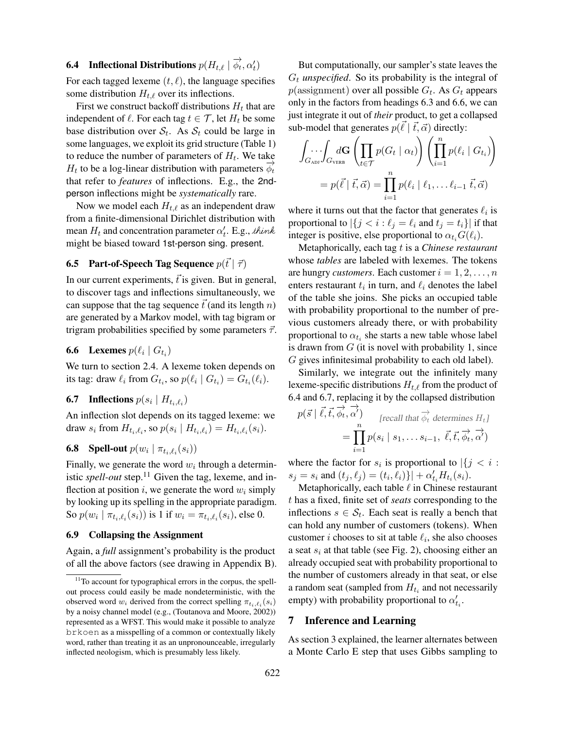### 6.4 Inflectional Distributions $p(H_{t,\ell} \mid \vec{\phi_t}, \alpha'_t)$

For each tagged lexeme $(t, \ell)$, the language specifies some distribution $H_{t,\ell}$ over its inflections.

First we construct backoff distributions $H_t$ that are independent of $\ell$. For each tag $t \in \mathcal{T}$, let $H_t$ be some base distribution over $\mathcal{S}_t$. As $\mathcal{S}_t$ could be large in some languages, we exploit its grid structure (Table 1) to reduce the number of parameters of $H_t$. We take $H_t$ to be a log-linear distribution with parameters $\vec{\phi_t}$ that refer to *features* of inflections. E.g., the 2nd-person inflections might be *systematically* rare.

Now we model each $H_{t,\ell}$ as an independent draw from a finite-dimensional Dirichlet distribution with mean $H_t$ and concentration parameter $\alpha'_t$. E.g., *think* might be biased toward 1st-person sing. present.

### 6.5 Part-of-Speech Tag Sequence $p(\vec{t} \mid \vec{\tau})$

In our current experiments, $\vec{t}$ is given. But in general, to discover tags and inflections simultaneously, we can suppose that the tag sequence $\vec{t}$ (and its length $n$) are generated by a Markov model, with tag bigram or trigram probabilities specified by some parameters $\vec{\tau}$.

### 6.6 Lexemes $p(\ell_i \mid G_{t_i})$

We turn to section 2.4. A lexeme token depends on its tag: draw $\ell_i$ from $G_{t_i}$, so $p(\ell_i \mid G_{t_i}) = G_{t_i}(\ell_i)$.

### 6.7 Inflections $p(s_i \mid H_{t_i,\ell_i})$

An inflection slot depends on its tagged lexeme: we draw $s_i$ from $H_{t_i,\ell_i}$, so $p(s_i \mid H_{t_i,\ell_i}) = H_{t_i,\ell_i}(s_i)$.

### 6.8 Spell-out $p(w_i \mid \pi_{t_i,\ell_i}(s_i))$

Finally, we generate the word $w_i$ through a deterministic *spell-out* step.[11] Given the tag, lexeme, and inflection at position $i$, we generate the word $w_i$ simply by looking up its spelling in the appropriate paradigm. So $p(w_i \mid \pi_{t_i,\ell_i}(s_i))$ is 1 if $w_i = \pi_{t_i,\ell_i}(s_i)$, else 0.

### 6.9 Collapsing the Assignment

Again, a *full* assignment's probability is the product of all the above factors (see drawing in Appendix B).

But computationally, our sampler's state leaves the $G_t$ *unspecified*. So its probability is the integral of $p(\text{assignment})$ over all possible $G_t$. As $G_t$ appears only in the factors from headings 6.3 and 6.6, we can just integrate it out of *their* product, to get a collapsed sub-model that generates $p(\vec{\ell} \mid \vec{t}, \vec{\alpha})$ directly:

$$\int_{G_{\text{ADJ}}} \cdots \int_{G_{\text{VERB}}} d\mathbf{G} \left( \prod_{t \in \mathcal{T}} p(G_t \mid \alpha_t) \right) \left( \prod_{i=1}^{n} p(\ell_i \mid G_{t_i}) \right)$$

$$= p(\vec{\ell} \mid \vec{t}, \vec{\alpha}) = \prod_{i=1}^{n} p(\ell_i \mid \ell_1, \ldots \ell_{i-1} \; \vec{t}, \vec{\alpha})$$

where it turns out that the factor that generates $\ell_i$ is proportional to $|\{j < i : \ell_j = \ell_i \text{ and } t_j = t_i\}|$ if that integer is positive, else proportional to $\alpha_{t_i} G(\ell_i)$.

Metaphorically, each tag $t$ is a *Chinese restaurant* whose *tables* are labeled with lexemes. The tokens are hungry *customers*. Each customer $i = 1, 2, \ldots, n$ enters restaurant $t_i$ in turn, and $\ell_i$ denotes the label of the table she joins. She picks an occupied table with probability proportional to the number of previous customers already there, or with probability proportional to $\alpha_{t_i}$ she starts a new table whose label is drawn from $G$ (it is novel with probability 1, since $G$ gives infinitesimal probability to each old label).

Similarly, we integrate out the infinitely many lexeme-specific distributions $H_{t,\ell}$ from the product of 6.4 and 6.7, replacing it by the collapsed distribution

$$p(\vec{s} \mid \vec{\ell}, \vec{t}, \vec{\phi_t}, \vec{\alpha'}) \qquad \text{[recall that } \vec{\phi_t} \text{ determines } H_t\text{]}$$

$$= \prod_{i=1}^{n} p(s_i \mid s_1, \ldots s_{i-1}, \; \vec{\ell}, \vec{t}, \vec{\phi_t}, \vec{\alpha'})$$

where the factor for $s_i$ is proportional to $|\{j < i : s_j = s_i \text{ and } (t_j, \ell_j) = (t_i, \ell_i)\}| + \alpha'_{t_i} H_{t_i}(s_i)$.

Metaphorically, each table $\ell$ in Chinese restaurant $t$ has a fixed, finite set of *seats* corresponding to the inflections $s \in \mathcal{S}_t$. Each seat is really a bench that can hold any number of customers (tokens). When customer $i$ chooses to sit at table $\ell_i$, she also chooses a seat $s_i$ at that table (see Fig. 2), choosing either an already occupied seat with probability proportional to the number of customers already in that seat, or else a random seat (sampled from $H_{t_i}$ and not necessarily empty) with probability proportional to $\alpha'_{t_i}$.

## 7 Inference and Learning

As section 3 explained, the learner alternates between a Monte Carlo E step that uses Gibbs sampling to

[11] To account for typographical errors in the corpus, the spell-out process could easily be made nondeterministic, with the observed word $w_i$ derived from the correct spelling $\pi_{t_i,\ell_i}(s_i)$ by a noisy channel model (e.g., (Toutanova and Moore, 2002)) represented as a WFST. This would make it possible to analyze brkoen as a misspelling of a common or contextually likely word, rather than treating it as an unpronounceable, irregularly inflected neologism, which is presumably less likely.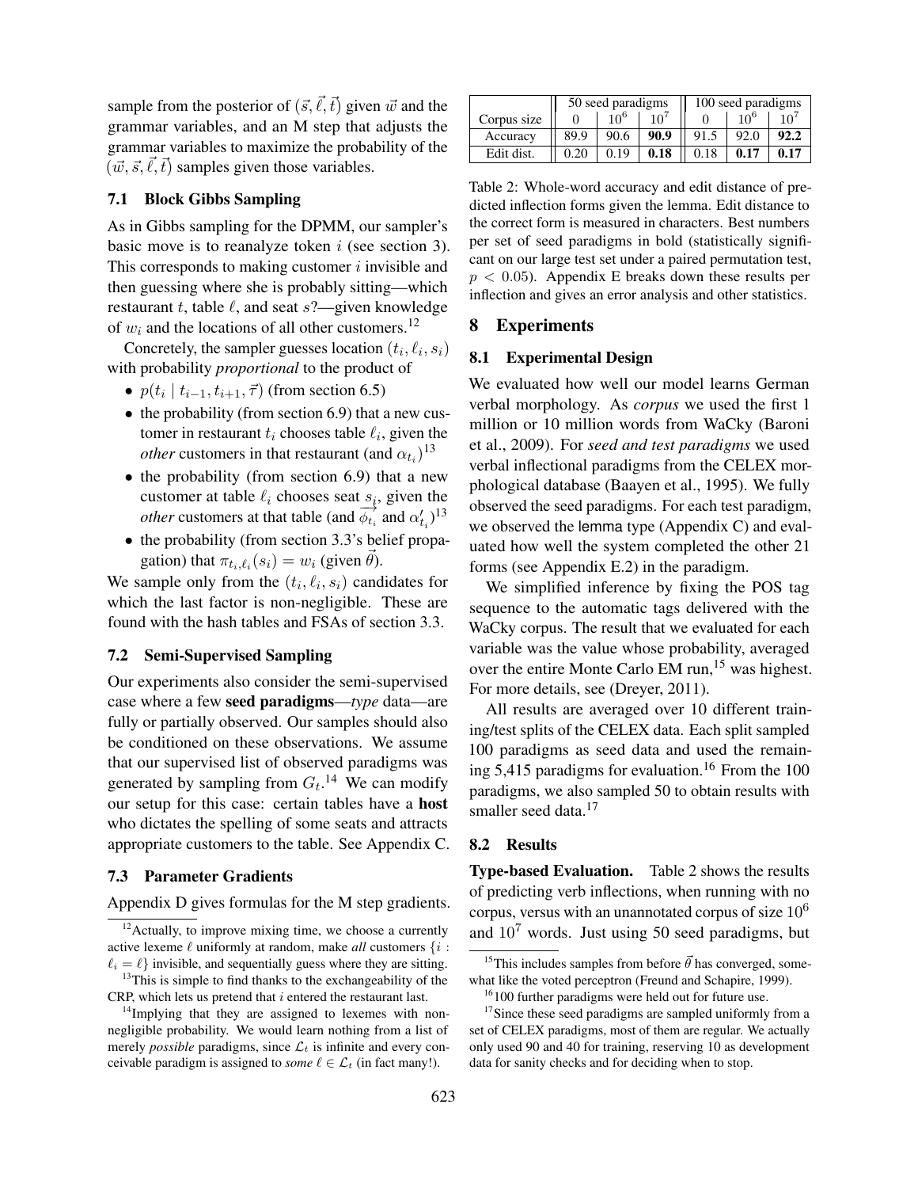sample from the posterior of $(\vec{s}, \vec{\ell}, \vec{t})$ given $\vec{w}$ and the grammar variables, and an M step that adjusts the grammar variables to maximize the probability of the $(\vec{w}, \vec{s}, \vec{\ell}, \vec{t})$ samples given those variables.

### 7.1 Block Gibbs Sampling

As in Gibbs sampling for the DPMM, our sampler's basic move is to reanalyze token $i$ (see section 3). This corresponds to making customer $i$ invisible and then guessing where she is probably sitting—which restaurant $t$, table $\ell$, and seat $s$?—given knowledge of $w_i$ and the locations of all other customers.[12]

Concretely, the sampler guesses location $(t_i, \ell_i, s_i)$ with probability *proportional* to the product of

- $p(t_i \mid t_{i-1}, t_{i+1}, \vec{\tau})$ (from section 6.5)
- the probability (from section 6.9) that a new customer in restaurant $t_i$ chooses table $\ell_i$, given the *other* customers in that restaurant (and $\alpha_{t_i}$)[13]
- the probability (from section 6.9) that a new customer at table $\ell_i$ chooses seat $s_i$, given the *other* customers at that table (and $\overrightarrow{\phi_{t_i}}$ and $\alpha'_{t_i}$)[13]
- the probability (from section 3.3's belief propagation) that $\pi_{t_i,\ell_i}(s_i) = w_i$ (given $\vec{\theta}$).

We sample only from the $(t_i, \ell_i, s_i)$ candidates for which the last factor is non-negligible. These are found with the hash tables and FSAs of section 3.3.

### 7.2 Semi-Supervised Sampling

Our experiments also consider the semi-supervised case where a few **seed paradigms**—*type* data—are fully or partially observed. Our samples should also be conditioned on these observations. We assume that our supervised list of observed paradigms was generated by sampling from $G_t$.[14] We can modify our setup for this case: certain tables have a **host** who dictates the spelling of some seats and attracts appropriate customers to the table. See Appendix C.

### 7.3 Parameter Gradients

Appendix D gives formulas for the M step gradients.

[12] Actually, to improve mixing time, we choose a currently active lexeme $\ell$ uniformly at random, make *all* customers $\{i : \ell_i = \ell\}$ invisible, and sequentially guess where they are sitting.

[13] This is simple to find thanks to the exchangeability of the CRP, which lets us pretend that $i$ entered the restaurant last.

[14] Implying that they are assigned to lexemes with non-negligible probability. We would learn nothing from a list of merely *possible* paradigms, since $\mathcal{L}_t$ is infinite and every conceivable paradigm is assigned to *some* $\ell \in \mathcal{L}_t$ (in fact many!).

| | 50 seed paradigms | | | 100 seed paradigms | | |
|---|---|---|---|---|---|---|
| Corpus size | 0 | $10^6$ | $10^7$ | 0 | $10^6$ | $10^7$ |
| Accuracy | 89.9 | 90.6 | **90.9** | 91.5 | 92.0 | **92.2** |
| Edit dist. | 0.20 | 0.19 | **0.18** | 0.18 | **0.17** | **0.17** |

Table 2: Whole-word accuracy and edit distance of predicted inflection forms given the lemma. Edit distance to the correct form is measured in characters. Best numbers per set of seed paradigms in bold (statistically significant on our large test set under a paired permutation test, $p < 0.05$). Appendix E breaks down these results per inflection and gives an error analysis and other statistics.

## 8 Experiments

### 8.1 Experimental Design

We evaluated how well our model learns German verbal morphology. As *corpus* we used the first 1 million or 10 million words from WaCky (Baroni et al., 2009). For *seed and test paradigms* we used verbal inflectional paradigms from the CELEX morphological database (Baayen et al., 1995). We fully observed the seed paradigms. For each test paradigm, we observed the lemma type (Appendix C) and evaluated how well the system completed the other 21 forms (see Appendix E.2) in the paradigm.

We simplified inference by fixing the POS tag sequence to the automatic tags delivered with the WaCky corpus. The result that we evaluated for each variable was the value whose probability, averaged over the entire Monte Carlo EM run,[15] was highest. For more details, see (Dreyer, 2011).

All results are averaged over 10 different training/test splits of the CELEX data. Each split sampled 100 paradigms as seed data and used the remaining 5,415 paradigms for evaluation.[16] From the 100 paradigms, we also sampled 50 to obtain results with smaller seed data.[17]

### 8.2 Results

**Type-based Evaluation.** Table 2 shows the results of predicting verb inflections, when running with no corpus, versus with an unannotated corpus of size $10^6$ and $10^7$ words. Just using 50 seed paradigms, but

[15] This includes samples from before $\vec{\theta}$ has converged, somewhat like the voted perceptron (Freund and Schapire, 1999).

[16] 100 further paradigms were held out for future use.

[17] Since these seed paradigms are sampled uniformly from a set of CELEX paradigms, most of them are regular. We actually only used 90 and 40 for training, reserving 10 as development data for sanity checks and for deciding when to stop.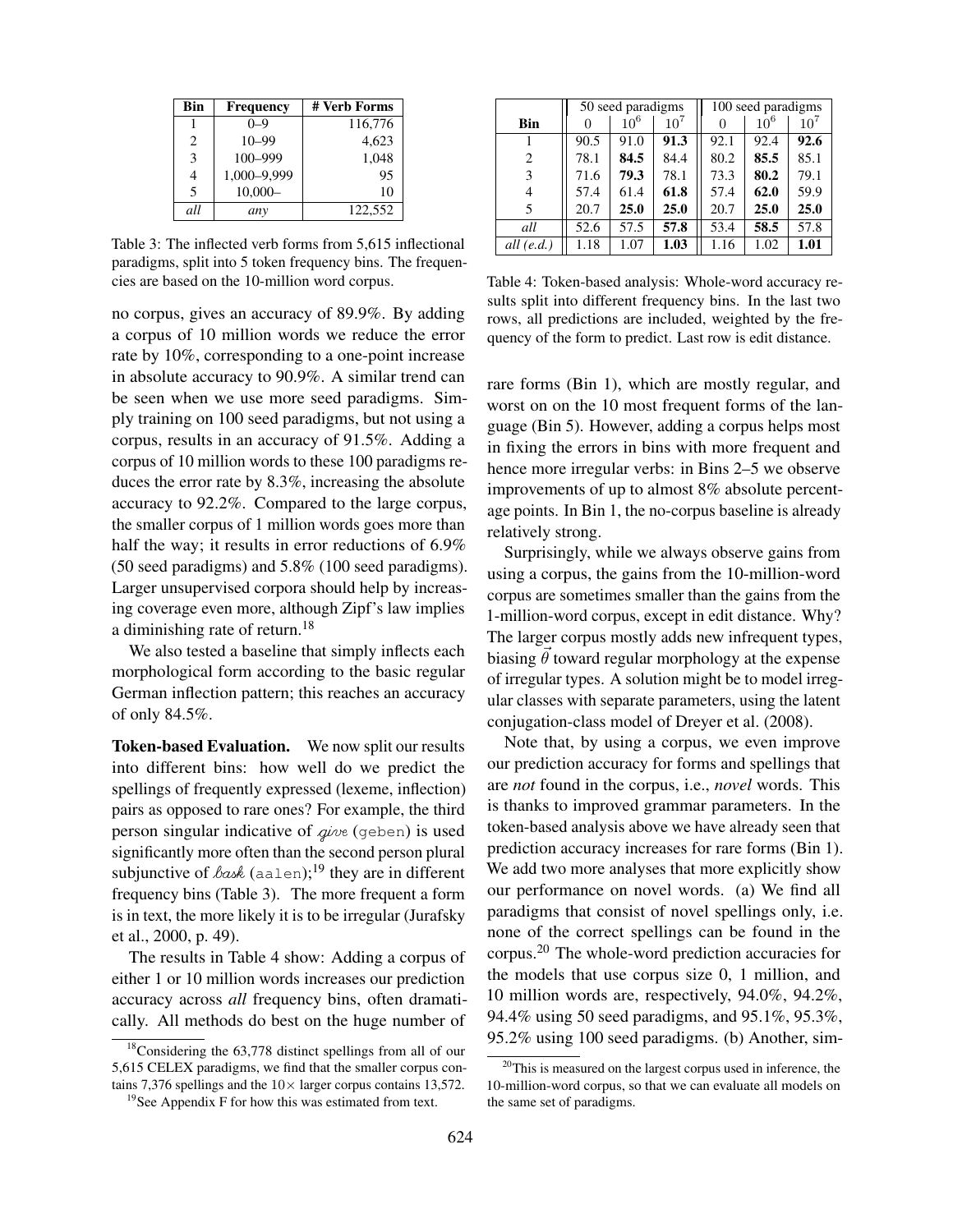| Bin | Frequency | # Verb Forms |
|---|---|---|
| 1 | 0–9 | 116,776 |
| 2 | 10–99 | 4,623 |
| 3 | 100–999 | 1,048 |
| 4 | 1,000–9,999 | 95 |
| 5 | 10,000– | 10 |
| *all* | *any* | 122,552 |

Table 3: The inflected verb forms from 5,615 inflectional paradigms, split into 5 token frequency bins. The frequencies are based on the 10-million word corpus.

no corpus, gives an accuracy of 89.9%. By adding a corpus of 10 million words we reduce the error rate by 10%, corresponding to a one-point increase in absolute accuracy to 90.9%. A similar trend can be seen when we use more seed paradigms. Simply training on 100 seed paradigms, but not using a corpus, results in an accuracy of 91.5%. Adding a corpus of 10 million words to these 100 paradigms reduces the error rate by 8.3%, increasing the absolute accuracy to 92.2%. Compared to the large corpus, the smaller corpus of 1 million words goes more than half the way; it results in error reductions of 6.9% (50 seed paradigms) and 5.8% (100 seed paradigms). Larger unsupervised corpora should help by increasing coverage even more, although Zipf's law implies a diminishing rate of return.[18]

We also tested a baseline that simply inflects each morphological form according to the basic regular German inflection pattern; this reaches an accuracy of only 84.5%.

**Token-based Evaluation.** We now split our results into different bins: how well do we predict the spellings of frequently expressed (lexeme, inflection) pairs as opposed to rare ones? For example, the third person singular indicative of *give* (`geben`) is used significantly more often than the second person plural subjunctive of *bask* (`aalen`);[19] they are in different frequency bins (Table 3). The more frequent a form is in text, the more likely it is to be irregular (Jurafsky et al., 2000, p. 49).

The results in Table 4 show: Adding a corpus of either 1 or 10 million words increases our prediction accuracy across *all* frequency bins, often dramatically. All methods do best on the huge number of

| | 50 seed paradigms | | | 100 seed paradigms | | |
|---|---|---|---|---|---|---|
| **Bin** | 0 | $10^6$ | $10^7$ | 0 | $10^6$ | $10^7$ |
| 1 | 90.5 | 91.0 | **91.3** | 92.1 | 92.4 | **92.6** |
| 2 | 78.1 | **84.5** | 84.4 | 80.2 | **85.5** | 85.1 |
| 3 | 71.6 | **79.3** | 78.1 | 73.3 | **80.2** | 79.1 |
| 4 | 57.4 | 61.4 | **61.8** | 57.4 | **62.0** | 59.9 |
| 5 | 20.7 | **25.0** | **25.0** | 20.7 | **25.0** | **25.0** |
| *all* | 52.6 | 57.5 | **57.8** | 53.4 | **58.5** | 57.8 |
| *all (e.d.)* | 1.18 | 1.07 | **1.03** | 1.16 | 1.02 | **1.01** |

Table 4: Token-based analysis: Whole-word accuracy results split into different frequency bins. In the last two rows, all predictions are included, weighted by the frequency of the form to predict. Last row is edit distance.

rare forms (Bin 1), which are mostly regular, and worst on on the 10 most frequent forms of the language (Bin 5). However, adding a corpus helps most in fixing the errors in bins with more frequent and hence more irregular verbs: in Bins 2–5 we observe improvements of up to almost 8% absolute percentage points. In Bin 1, the no-corpus baseline is already relatively strong.

Surprisingly, while we always observe gains from using a corpus, the gains from the 10-million-word corpus are sometimes smaller than the gains from the 1-million-word corpus, except in edit distance. Why? The larger corpus mostly adds new infrequent types, biasing $\vec{\theta}$ toward regular morphology at the expense of irregular types. A solution might be to model irregular classes with separate parameters, using the latent conjugation-class model of Dreyer et al. (2008).

Note that, by using a corpus, we even improve our prediction accuracy for forms and spellings that are *not* found in the corpus, i.e., *novel* words. This is thanks to improved grammar parameters. In the token-based analysis above we have already seen that prediction accuracy increases for rare forms (Bin 1). We add two more analyses that more explicitly show our performance on novel words. (a) We find all paradigms that consist of novel spellings only, i.e. none of the correct spellings can be found in the corpus.[20] The whole-word prediction accuracies for the models that use corpus size 0, 1 million, and 10 million words are, respectively, 94.0%, 94.2%, 94.4% using 50 seed paradigms, and 95.1%, 95.3%, 95.2% using 100 seed paradigms. (b) Another, sim-

[18] Considering the 63,778 distinct spellings from all of our 5,615 CELEX paradigms, we find that the smaller corpus contains 7,376 spellings and the 10× larger corpus contains 13,572.

[19] See Appendix F for how this was estimated from text.

[20] This is measured on the largest corpus used in inference, the 10-million-word corpus, so that we can evaluate all models on the same set of paradigms.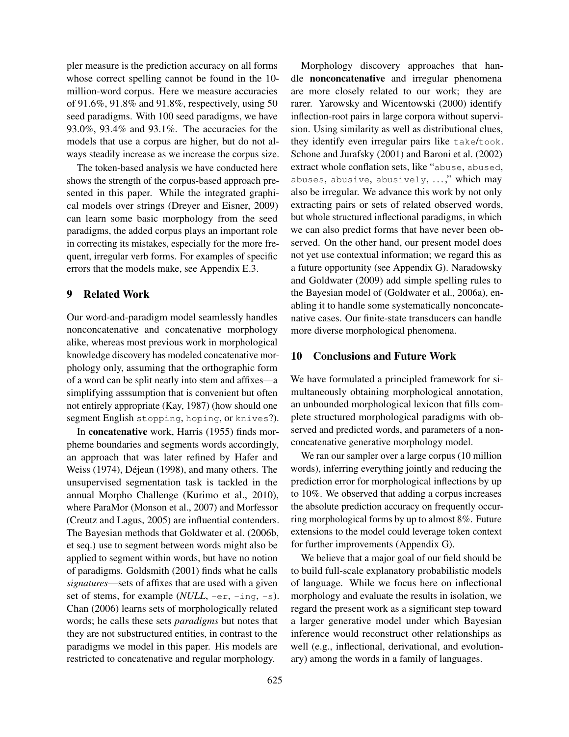pler measure is the prediction accuracy on all forms whose correct spelling cannot be found in the 10-million-word corpus. Here we measure accuracies of 91.6%, 91.8% and 91.8%, respectively, using 50 seed paradigms. With 100 seed paradigms, we have 93.0%, 93.4% and 93.1%. The accuracies for the models that use a corpus are higher, but do not always steadily increase as we increase the corpus size.

The token-based analysis we have conducted here shows the strength of the corpus-based approach presented in this paper. While the integrated graphical models over strings (Dreyer and Eisner, 2009) can learn some basic morphology from the seed paradigms, the added corpus plays an important role in correcting its mistakes, especially for the more frequent, irregular verb forms. For examples of specific errors that the models make, see Appendix E.3.

## 9 Related Work

Our word-and-paradigm model seamlessly handles nonconcatenative and concatenative morphology alike, whereas most previous work in morphological knowledge discovery has modeled concatenative morphology only, assuming that the orthographic form of a word can be split neatly into stem and affixes—a simplifying asssumption that is convenient but often not entirely appropriate (Kay, 1987) (how should one segment English `stopping`, `hoping`, or `knives`?).

In **concatenative** work, Harris (1955) finds morpheme boundaries and segments words accordingly, an approach that was later refined by Hafer and Weiss (1974), Déjean (1998), and many others. The unsupervised segmentation task is tackled in the annual Morpho Challenge (Kurimo et al., 2010), where ParaMor (Monson et al., 2007) and Morfessor (Creutz and Lagus, 2005) are influential contenders. The Bayesian methods that Goldwater et al. (2006b, et seq.) use to segment between words might also be applied to segment within words, but have no notion of paradigms. Goldsmith (2001) finds what he calls *signatures*—sets of affixes that are used with a given set of stems, for example (*NULL*, `-er`, `-ing`, `-s`). Chan (2006) learns sets of morphologically related words; he calls these sets *paradigms* but notes that they are not substructured entities, in contrast to the paradigms we model in this paper. His models are restricted to concatenative and regular morphology.

Morphology discovery approaches that handle **nonconcatenative** and irregular phenomena are more closely related to our work; they are rarer. Yarowsky and Wicentowski (2000) identify inflection-root pairs in large corpora without supervision. Using similarity as well as distributional clues, they identify even irregular pairs like `take`/`took`. Schone and Jurafsky (2001) and Baroni et al. (2002) extract whole conflation sets, like "`abuse`, `abused`, `abuses`, `abusive`, `abusively`, ...," which may also be irregular. We advance this work by not only extracting pairs or sets of related observed words, but whole structured inflectional paradigms, in which we can also predict forms that have never been observed. On the other hand, our present model does not yet use contextual information; we regard this as a future opportunity (see Appendix G). Naradowsky and Goldwater (2009) add simple spelling rules to the Bayesian model of (Goldwater et al., 2006a), enabling it to handle some systematically nonconcatenative cases. Our finite-state transducers can handle more diverse morphological phenomena.

## 10 Conclusions and Future Work

We have formulated a principled framework for simultaneously obtaining morphological annotation, an unbounded morphological lexicon that fills complete structured morphological paradigms with observed and predicted words, and parameters of a nonconcatenative generative morphology model.

We ran our sampler over a large corpus (10 million words), inferring everything jointly and reducing the prediction error for morphological inflections by up to 10%. We observed that adding a corpus increases the absolute prediction accuracy on frequently occurring morphological forms by up to almost 8%. Future extensions to the model could leverage token context for further improvements (Appendix G).

We believe that a major goal of our field should be to build full-scale explanatory probabilistic models of language. While we focus here on inflectional morphology and evaluate the results in isolation, we regard the present work as a significant step toward a larger generative model under which Bayesian inference would reconstruct other relationships as well (e.g., inflectional, derivational, and evolutionary) among the words in a family of languages.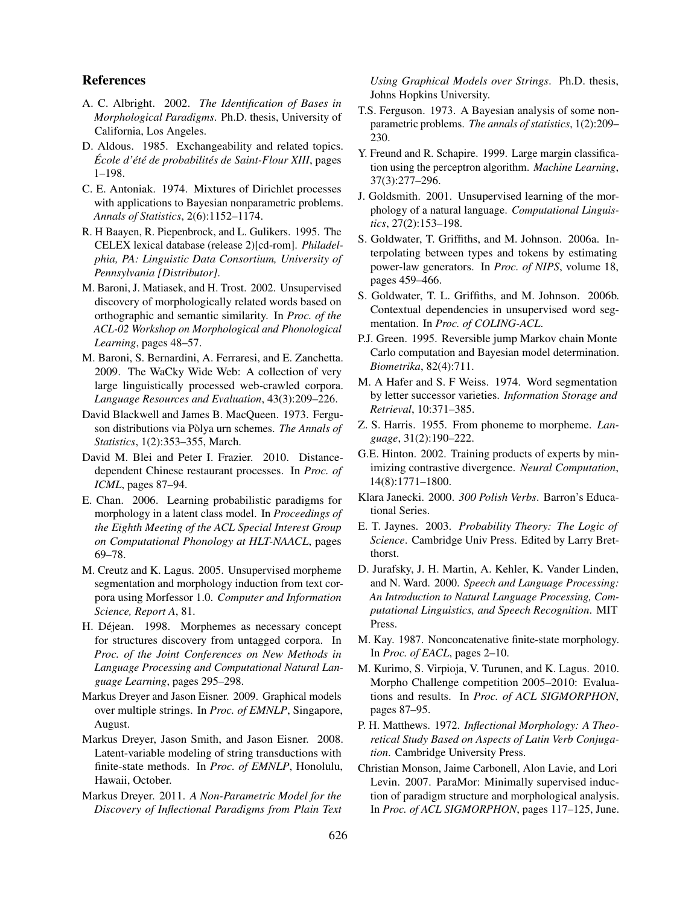## References

A. C. Albright. 2002. *The Identification of Bases in Morphological Paradigms*. Ph.D. thesis, University of California, Los Angeles.

D. Aldous. 1985. Exchangeability and related topics. *École d'été de probabilités de Saint-Flour XIII*, pages 1–198.

C. E. Antoniak. 1974. Mixtures of Dirichlet processes with applications to Bayesian nonparametric problems. *Annals of Statistics*, 2(6):1152–1174.

R. H Baayen, R. Piepenbrock, and L. Gulikers. 1995. The CELEX lexical database (release 2)[cd-rom]. *Philadelphia, PA: Linguistic Data Consortium, University of Pennsylvania [Distributor]*.

M. Baroni, J. Matiasek, and H. Trost. 2002. Unsupervised discovery of morphologically related words based on orthographic and semantic similarity. In *Proc. of the ACL-02 Workshop on Morphological and Phonological Learning*, pages 48–57.

M. Baroni, S. Bernardini, A. Ferraresi, and E. Zanchetta. 2009. The WaCky Wide Web: A collection of very large linguistically processed web-crawled corpora. *Language Resources and Evaluation*, 43(3):209–226.

David Blackwell and James B. MacQueen. 1973. Ferguson distributions via Pòlya urn schemes. *The Annals of Statistics*, 1(2):353–355, March.

David M. Blei and Peter I. Frazier. 2010. Distance-dependent Chinese restaurant processes. In *Proc. of ICML*, pages 87–94.

E. Chan. 2006. Learning probabilistic paradigms for morphology in a latent class model. In *Proceedings of the Eighth Meeting of the ACL Special Interest Group on Computational Phonology at HLT-NAACL*, pages 69–78.

M. Creutz and K. Lagus. 2005. Unsupervised morpheme segmentation and morphology induction from text corpora using Morfessor 1.0. *Computer and Information Science, Report A*, 81.

H. Déjean. 1998. Morphemes as necessary concept for structures discovery from untagged corpora. In *Proc. of the Joint Conferences on New Methods in Language Processing and Computational Natural Language Learning*, pages 295–298.

Markus Dreyer and Jason Eisner. 2009. Graphical models over multiple strings. In *Proc. of EMNLP*, Singapore, August.

Markus Dreyer, Jason Smith, and Jason Eisner. 2008. Latent-variable modeling of string transductions with finite-state methods. In *Proc. of EMNLP*, Honolulu, Hawaii, October.

Markus Dreyer. 2011. *A Non-Parametric Model for the Discovery of Inflectional Paradigms from Plain Text Using Graphical Models over Strings*. Ph.D. thesis, Johns Hopkins University.

T.S. Ferguson. 1973. A Bayesian analysis of some nonparametric problems. *The annals of statistics*, 1(2):209–230.

Y. Freund and R. Schapire. 1999. Large margin classification using the perceptron algorithm. *Machine Learning*, 37(3):277–296.

J. Goldsmith. 2001. Unsupervised learning of the morphology of a natural language. *Computational Linguistics*, 27(2):153–198.

S. Goldwater, T. Griffiths, and M. Johnson. 2006a. Interpolating between types and tokens by estimating power-law generators. In *Proc. of NIPS*, volume 18, pages 459–466.

S. Goldwater, T. L. Griffiths, and M. Johnson. 2006b. Contextual dependencies in unsupervised word segmentation. In *Proc. of COLING-ACL*.

P.J. Green. 1995. Reversible jump Markov chain Monte Carlo computation and Bayesian model determination. *Biometrika*, 82(4):711.

M. A Hafer and S. F Weiss. 1974. Word segmentation by letter successor varieties. *Information Storage and Retrieval*, 10:371–385.

Z. S. Harris. 1955. From phoneme to morpheme. *Language*, 31(2):190–222.

G.E. Hinton. 2002. Training products of experts by minimizing contrastive divergence. *Neural Computation*, 14(8):1771–1800.

Klara Janecki. 2000. *300 Polish Verbs*. Barron's Educational Series.

E. T. Jaynes. 2003. *Probability Theory: The Logic of Science*. Cambridge Univ Press. Edited by Larry Bretthorst.

D. Jurafsky, J. H. Martin, A. Kehler, K. Vander Linden, and N. Ward. 2000. *Speech and Language Processing: An Introduction to Natural Language Processing, Computational Linguistics, and Speech Recognition*. MIT Press.

M. Kay. 1987. Nonconcatenative finite-state morphology. In *Proc. of EACL*, pages 2–10.

M. Kurimo, S. Virpioja, V. Turunen, and K. Lagus. 2010. Morpho Challenge competition 2005–2010: Evaluations and results. In *Proc. of ACL SIGMORPHON*, pages 87–95.

P. H. Matthews. 1972. *Inflectional Morphology: A Theoretical Study Based on Aspects of Latin Verb Conjugation*. Cambridge University Press.

Christian Monson, Jaime Carbonell, Alon Lavie, and Lori Levin. 2007. ParaMor: Minimally supervised induction of paradigm structure and morphological analysis. In *Proc. of ACL SIGMORPHON*, pages 117–125, June.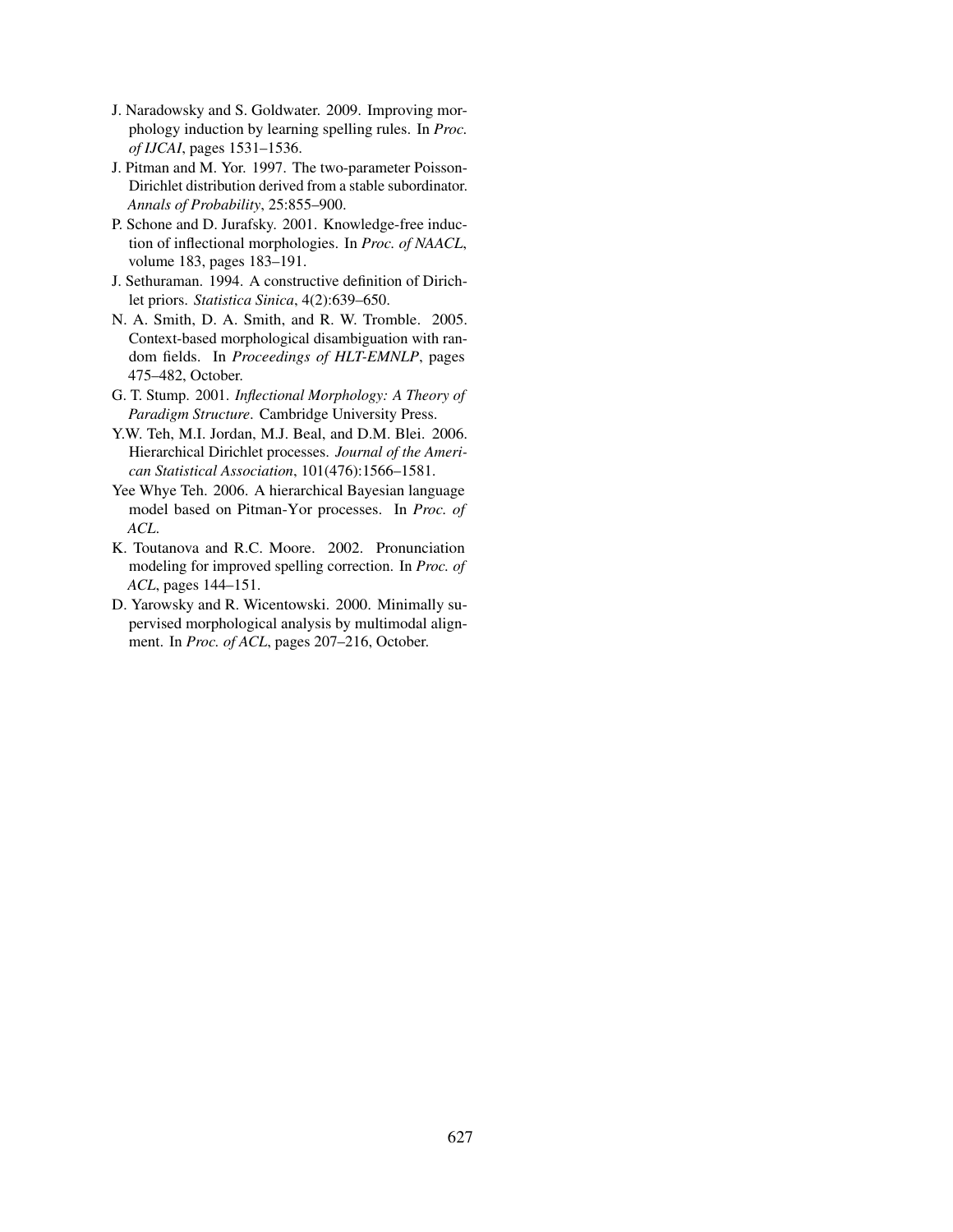J. Naradowsky and S. Goldwater. 2009. Improving morphology induction by learning spelling rules. In *Proc. of IJCAI*, pages 1531–1536.

J. Pitman and M. Yor. 1997. The two-parameter Poisson-Dirichlet distribution derived from a stable subordinator. *Annals of Probability*, 25:855–900.

P. Schone and D. Jurafsky. 2001. Knowledge-free induction of inflectional morphologies. In *Proc. of NAACL*, volume 183, pages 183–191.

J. Sethuraman. 1994. A constructive definition of Dirichlet priors. *Statistica Sinica*, 4(2):639–650.

N. A. Smith, D. A. Smith, and R. W. Tromble. 2005. Context-based morphological disambiguation with random fields. In *Proceedings of HLT-EMNLP*, pages 475–482, October.

G. T. Stump. 2001. *Inflectional Morphology: A Theory of Paradigm Structure*. Cambridge University Press.

Y.W. Teh, M.I. Jordan, M.J. Beal, and D.M. Blei. 2006. Hierarchical Dirichlet processes. *Journal of the American Statistical Association*, 101(476):1566–1581.

Yee Whye Teh. 2006. A hierarchical Bayesian language model based on Pitman-Yor processes. In *Proc. of ACL*.

K. Toutanova and R.C. Moore. 2002. Pronunciation modeling for improved spelling correction. In *Proc. of ACL*, pages 144–151.

D. Yarowsky and R. Wicentowski. 2000. Minimally supervised morphological analysis by multimodal alignment. In *Proc. of ACL*, pages 207–216, October.